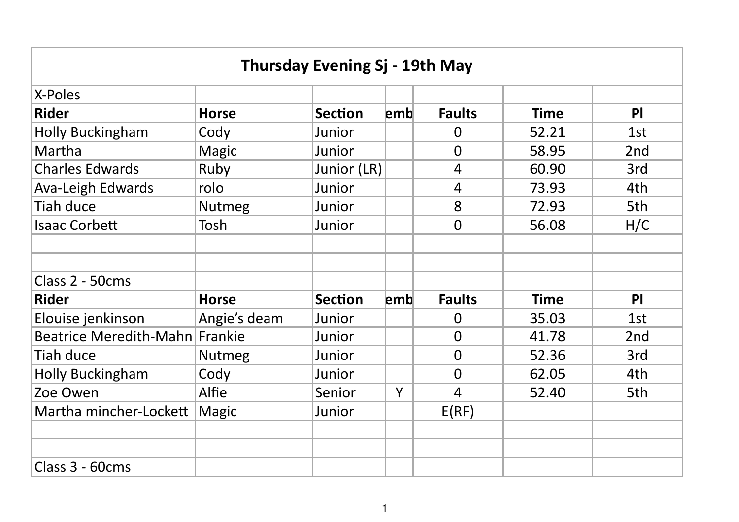# Thursday Evening Sj - 19th May

| X-Poles | | | | | | |
|---|---|---|---|---|---|---|
| **Rider** | **Horse** | **Section** | **emb** | **Faults** | **Time** | **Pl** |
| Holly Buckingham | Cody | Junior | | 0 | 52.21 | 1st |
| Martha | Magic | Junior | | 0 | 58.95 | 2nd |
| Charles Edwards | Ruby | Junior (LR) | | 4 | 60.90 | 3rd |
| Ava-Leigh Edwards | rolo | Junior | | 4 | 73.93 | 4th |
| Tiah duce | Nutmeg | Junior | | 8 | 72.93 | 5th |
| Isaac Corbett | Tosh | Junior | | 0 | 56.08 | H/C |
| | | | | | | |
| | | | | | | |
| Class 2 - 50cms | | | | | | |
| **Rider** | **Horse** | **Section** | **emb** | **Faults** | **Time** | **Pl** |
| Elouise jenkinson | Angie's deam | Junior | | 0 | 35.03 | 1st |
| Beatrice Meredith-Mahn | Frankie | Junior | | 0 | 41.78 | 2nd |
| Tiah duce | Nutmeg | Junior | | 0 | 52.36 | 3rd |
| Holly Buckingham | Cody | Junior | | 0 | 62.05 | 4th |
| Zoe Owen | Alfie | Senior | Y | 4 | 52.40 | 5th |
| Martha mincher-Lockett | Magic | Junior | | E(RF) | | |
| | | | | | | |
| | | | | | | |
| Class 3 - 60cms | | | | | | |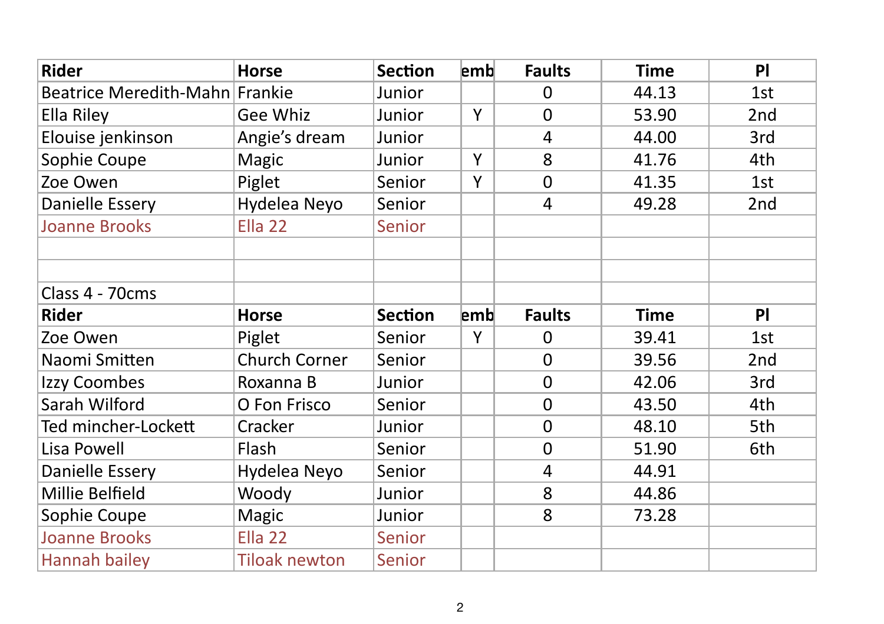| Rider | Horse | Section | emb | Faults | Time | Pl |
|---|---|---|---|---|---|---|
| Beatrice Meredith-Mahn | Frankie | Junior | | 0 | 44.13 | 1st |
| Ella Riley | Gee Whiz | Junior | Y | 0 | 53.90 | 2nd |
| Elouise jenkinson | Angie's dream | Junior | | 4 | 44.00 | 3rd |
| Sophie Coupe | Magic | Junior | Y | 8 | 41.76 | 4th |
| Zoe Owen | Piglet | Senior | Y | 0 | 41.35 | 1st |
| Danielle Essery | Hydelea Neyo | Senior | | 4 | 49.28 | 2nd |
| Joanne Brooks | Ella 22 | Senior | | | | |

Class 4 - 70cms

| Rider | Horse | Section | emb | Faults | Time | Pl |
|---|---|---|---|---|---|---|
| Zoe Owen | Piglet | Senior | Y | 0 | 39.41 | 1st |
| Naomi Smitten | Church Corner | Senior | | 0 | 39.56 | 2nd |
| Izzy Coombes | Roxanna B | Junior | | 0 | 42.06 | 3rd |
| Sarah Wilford | O Fon Frisco | Senior | | 0 | 43.50 | 4th |
| Ted mincher-Lockett | Cracker | Junior | | 0 | 48.10 | 5th |
| Lisa Powell | Flash | Senior | | 0 | 51.90 | 6th |
| Danielle Essery | Hydelea Neyo | Senior | | 4 | 44.91 | |
| Millie Belfield | Woody | Junior | | 8 | 44.86 | |
| Sophie Coupe | Magic | Junior | | 8 | 73.28 | |
| Joanne Brooks | Ella 22 | Senior | | | | |
| Hannah bailey | Tiloak newton | Senior | | | | |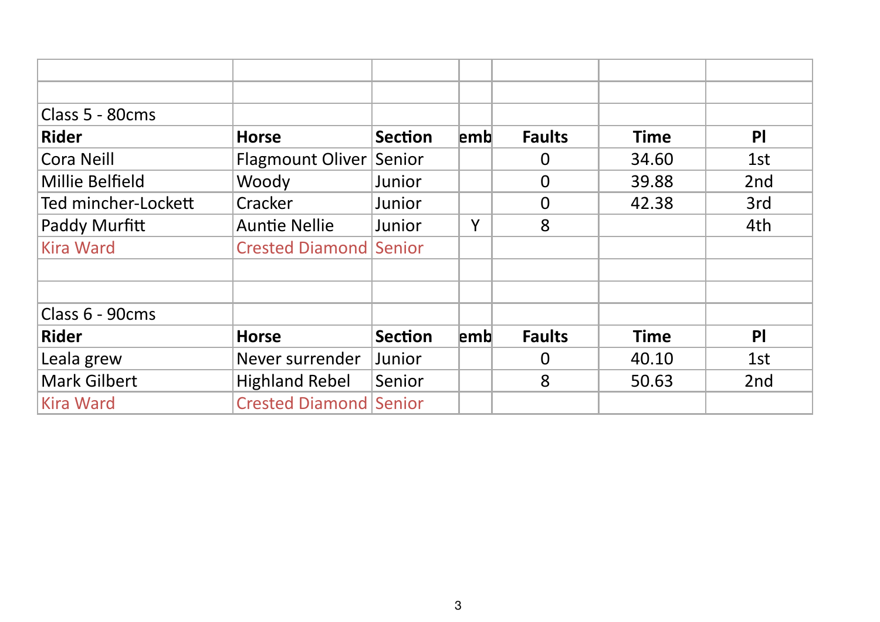| | | | | | | |
|---|---|---|---|---|---|---|
| Class 5 - 80cms | | | | | | |
| **Rider** | **Horse** | **Section** | **emb** | **Faults** | **Time** | **Pl** |
| Cora Neill | Flagmount Oliver | Senior | | 0 | 34.60 | 1st |
| Millie Belfield | Woody | Junior | | 0 | 39.88 | 2nd |
| Ted mincher-Lockett | Cracker | Junior | | 0 | 42.38 | 3rd |
| Paddy Murfitt | Auntie Nellie | Junior | Y | 8 | | 4th |
| Kira Ward | Crested Diamond | Senior | | | | |
| | | | | | | |
| | | | | | | |
| Class 6 - 90cms | | | | | | |
| **Rider** | **Horse** | **Section** | **emb** | **Faults** | **Time** | **Pl** |
| Leala grew | Never surrender | Junior | | 0 | 40.10 | 1st |
| Mark Gilbert | Highland Rebel | Senior | | 8 | 50.63 | 2nd |
| Kira Ward | Crested Diamond | Senior | | | | |